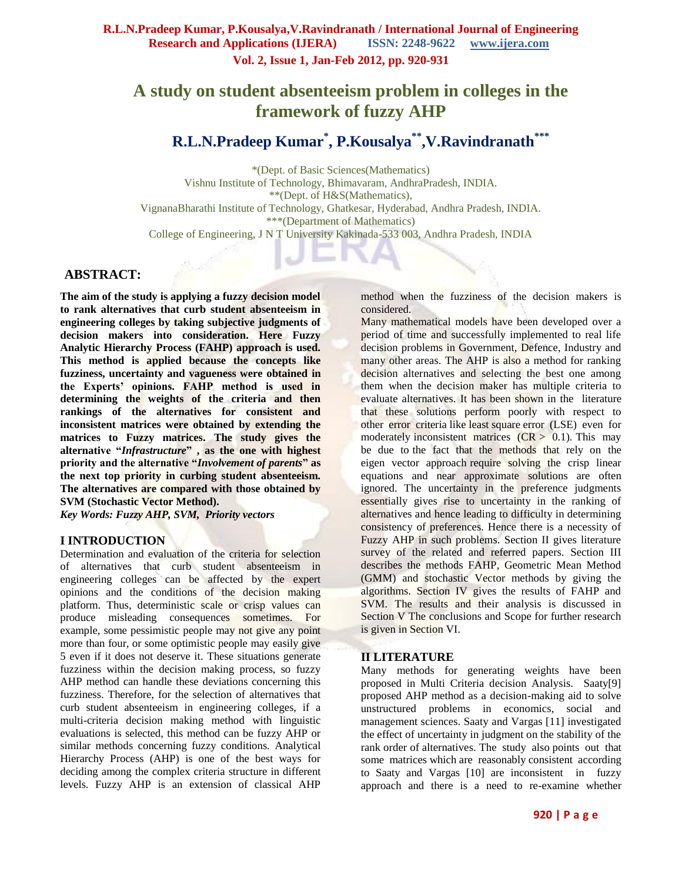# A study on student absenteeism problem in colleges in the framework of fuzzy AHP

## R.L.N.Pradeep Kumar*, P.Kousalya**, V.Ravindranath***

*(Dept. of Basic Sciences(Mathematics)
Vishnu Institute of Technology, Bhimavaram, AndhraPradesh, INDIA.
**(Dept. of H&S(Mathematics),
VignanaBharathi Institute of Technology, Ghatkesar, Hyderabad, Andhra Pradesh, INDIA.
***(Department of Mathematics)
College of Engineering, J N T University Kakinada-533 003, Andhra Pradesh, INDIA

## ABSTRACT:

**The aim of the study is applying a fuzzy decision model to rank alternatives that curb student absenteeism in engineering colleges by taking subjective judgments of decision makers into consideration. Here Fuzzy Analytic Hierarchy Process (FAHP) approach is used. This method is applied because the concepts like fuzziness, uncertainty and vagueness were obtained in the Experts' opinions. FAHP method is used in determining the weights of the criteria and then rankings of the alternatives for consistent and inconsistent matrices were obtained by extending the matrices to Fuzzy matrices. The study gives the alternative "*Infrastructure*" , as the one with highest priority and the alternative "*Involvement of parents*" as the next top priority in curbing student absenteeism. The alternatives are compared with those obtained by SVM (Stochastic Vector Method).**

***Key Words: Fuzzy AHP, SVM, Priority vectors***

## I INTRODUCTION

Determination and evaluation of the criteria for selection of alternatives that curb student absenteeism in engineering colleges can be affected by the expert opinions and the conditions of the decision making platform. Thus, deterministic scale or crisp values can produce misleading consequences sometimes. For example, some pessimistic people may not give any point more than four, or some optimistic people may easily give 5 even if it does not deserve it. These situations generate fuzziness within the decision making process, so fuzzy AHP method can handle these deviations concerning this fuzziness. Therefore, for the selection of alternatives that curb student absenteeism in engineering colleges, if a multi-criteria decision making method with linguistic evaluations is selected, this method can be fuzzy AHP or similar methods concerning fuzzy conditions. Analytical Hierarchy Process (AHP) is one of the best ways for deciding among the complex criteria structure in different levels. Fuzzy AHP is an extension of classical AHP method when the fuzziness of the decision makers is considered.

Many mathematical models have been developed over a period of time and successfully implemented to real life decision problems in Government, Defence, Industry and many other areas. The AHP is also a method for ranking decision alternatives and selecting the best one among them when the decision maker has multiple criteria to evaluate alternatives. It has been shown in the literature that these solutions perform poorly with respect to other error criteria like least square error (LSE) even for moderately inconsistent matrices ($CR > 0.1$). This may be due to the fact that the methods that rely on the eigen vector approach require solving the crisp linear equations and near approximate solutions are often ignored. The uncertainty in the preference judgments essentially gives rise to uncertainty in the ranking of alternatives and hence leading to difficulty in determining consistency of preferences. Hence there is a necessity of Fuzzy AHP in such problems. Section II gives literature survey of the related and referred papers. Section III describes the methods FAHP, Geometric Mean Method (GMM) and stochastic Vector methods by giving the algorithms. Section IV gives the results of FAHP and SVM. The results and their analysis is discussed in Section V The conclusions and Scope for further research is given in Section VI.

## II LITERATURE

Many methods for generating weights have been proposed in Multi Criteria decision Analysis. Saaty[9] proposed AHP method as a decision-making aid to solve unstructured problems in economics, social and management sciences. Saaty and Vargas [11] investigated the effect of uncertainty in judgment on the stability of the rank order of alternatives. The study also points out that some matrices which are reasonably consistent according to Saaty and Vargas [10] are inconsistent in fuzzy approach and there is a need to re-examine whether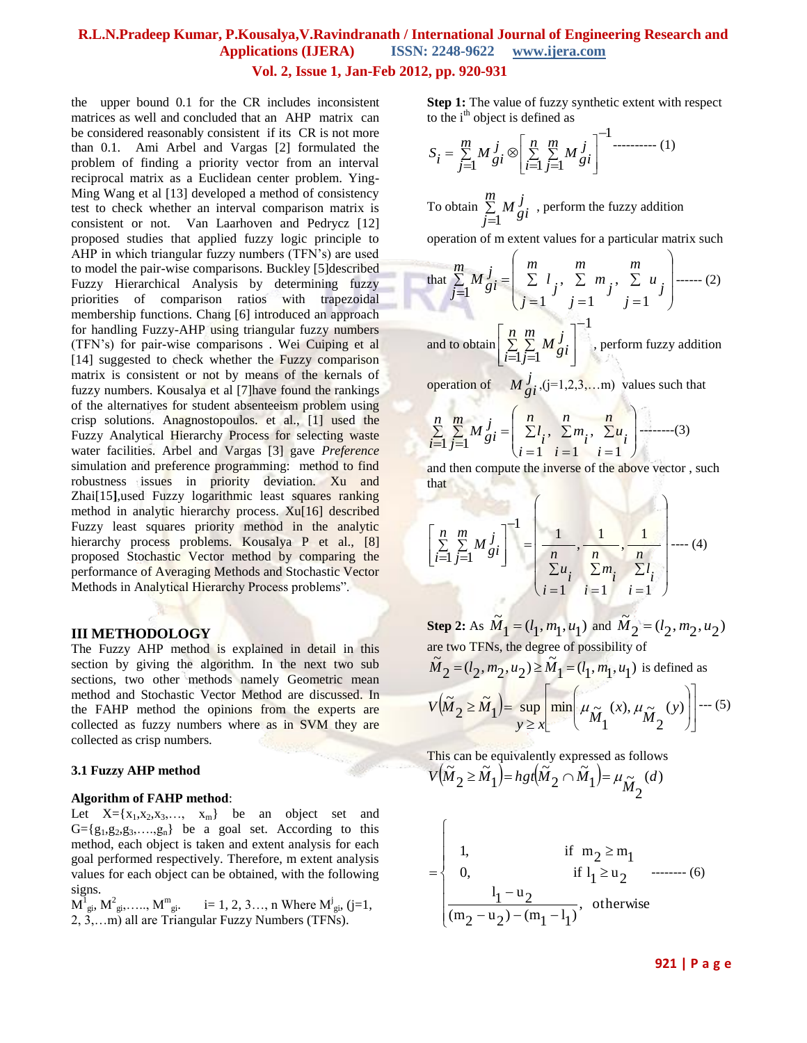the upper bound 0.1 for the CR includes inconsistent matrices as well and concluded that an AHP matrix can be considered reasonably consistent if its CR is not more than 0.1. Ami Arbel and Vargas [2] formulated the problem of finding a priority vector from an interval reciprocal matrix as a Euclidean center problem. Ying-Ming Wang et al [13] developed a method of consistency test to check whether an interval comparison matrix is consistent or not. Van Laarhoven and Pedrycz [12] proposed studies that applied fuzzy logic principle to AHP in which triangular fuzzy numbers (TFN's) are used to model the pair-wise comparisons. Buckley [5]described Fuzzy Hierarchical Analysis by determining fuzzy priorities of comparison ratios with trapezoidal membership functions. Chang [6] introduced an approach for handling Fuzzy-AHP using triangular fuzzy numbers (TFN's) for pair-wise comparisons . Wei Cuiping et al [14] suggested to check whether the Fuzzy comparison matrix is consistent or not by means of the kernals of fuzzy numbers. Kousalya et al [7]have found the rankings of the alternatives for student absenteeism problem using crisp solutions. Anagnostopoulos. et al., [1] used the Fuzzy Analytical Hierarchy Process for selecting waste water facilities. Arbel and Vargas [3] gave *Preference* simulation and preference programming: method to find robustness issues in priority deviation. Xu and Zhai[15],used Fuzzy logarithmic least squares ranking method in analytic hierarchy process. Xu[16] described Fuzzy least squares priority method in the analytic hierarchy process problems. Kousalya P et al., [8] proposed Stochastic Vector method by comparing the performance of Averaging Methods and Stochastic Vector Methods in Analytical Hierarchy Process problems".

## III METHODOLOGY

The Fuzzy AHP method is explained in detail in this section by giving the algorithm. In the next two sub sections, two other methods namely Geometric mean method and Stochastic Vector Method are discussed. In the FAHP method the opinions from the experts are collected as fuzzy numbers where as in SVM they are collected as crisp numbers.

### 3.1 Fuzzy AHP method

**Algorithm of FAHP method**:

Let X={$x_1,x_2,x_3,\ldots, x_m$} be an object set and G={$g_1,g_2,g_3,\ldots,g_n$} be a goal set. According to this method, each object is taken and extent analysis for each goal performed respectively. Therefore, m extent analysis values for each object can be obtained, with the following signs.

$M^1_{gi}, M^2_{gi},\ldots, M^m_{gi}$. i= 1, 2, 3…, n Where $M^j_{gi}$, (j=1, 2, 3,…m) all are Triangular Fuzzy Numbers (TFNs).

**Step 1:** The value of fuzzy synthetic extent with respect to the i[th] object is defined as

$$S_i = \sum_{j=1}^{m} M^j_{gi} \otimes \left[ \sum_{i=1}^{n}\sum_{j=1}^{m} M^j_{gi} \right]^{-1} \text{---------- (1)}$$

To obtain $\sum_{j=1}^{m} M^j_{gi}$ , perform the fuzzy addition operation of m extent values for a particular matrix such

$$\text{that } \sum_{j=1}^{m} M^j_{gi} = \left( \sum_{j=1}^{m} l_j,\ \sum_{j=1}^{m} m_j,\ \sum_{j=1}^{m} u_j \right) \text{------ (2)}$$

and to obtain $\left[ \sum_{i=1}^{n}\sum_{j=1}^{m} M^j_{gi} \right]^{-1}$ , perform fuzzy addition operation of $M^j_{gi}$ ,(j=1,2,3,…m) values such that

$$\sum_{i=1}^{n}\sum_{j=1}^{m} M^j_{gi} = \left( \sum_{i=1}^{n} l_i,\ \sum_{i=1}^{n} m_i,\ \sum_{i=1}^{n} u_i \right) \text{--------(3)}$$

and then compute the inverse of the above vector , such that

$$\left[ \sum_{i=1}^{n}\sum_{j=1}^{m} M^j_{gi} \right]^{-1} = \left( \frac{1}{\sum_{i=1}^{n} u_i}, \frac{1}{\sum_{i=1}^{n} m_i}, \frac{1}{\sum_{i=1}^{n} l_i} \right) \text{---- (4)}$$

**Step 2:** As $\tilde{M}_1 = (l_1, m_1, u_1)$ and $\tilde{M}_2 = (l_2, m_2, u_2)$ are two TFNs, the degree of possibility of $\tilde{M}_2 = (l_2, m_2, u_2) \geq \tilde{M}_1 = (l_1, m_1, u_1)$ is defined as

$$V\left(\tilde{M}_2 \geq \tilde{M}_1\right) = \sup_{y \geq x} \left[ \min\left( \mu_{\tilde{M}_1}(x), \mu_{\tilde{M}_2}(y) \right) \right] \text{--- (5)}$$

This can be equivalently expressed as follows

$$V\left(\tilde{M}_2 \geq \tilde{M}_1\right) = hgt\left(\tilde{M}_2 \cap \tilde{M}_1\right) = \mu_{\tilde{M}_2}(d)$$

$$= \begin{cases} 1, & \text{if } m_2 \geq m_1 \\ 0, & \text{if } l_1 \geq u_2 \\ \dfrac{l_1 - u_2}{(m_2 - u_2) - (m_1 - l_1)}, & \text{otherwise} \end{cases} \text{-------- (6)}$$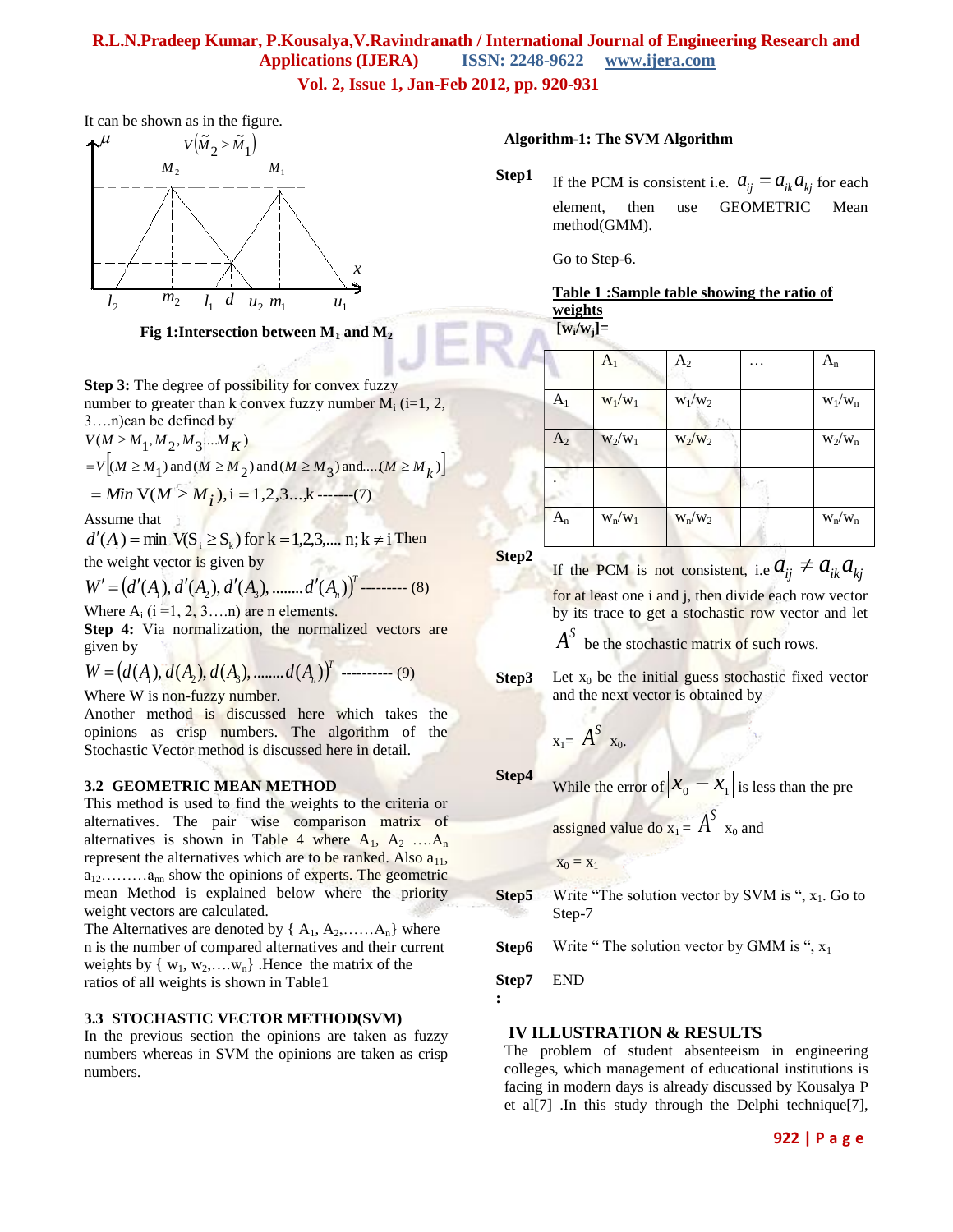It can be shown as in the figure.

Fig 1:Intersection between $M_1$ and $M_2$

**Step 3:** The degree of possibility for convex fuzzy number to greater than k convex fuzzy number $M_i$ (i=1, 2, 3….n)can be defined by

$$V(M \geq M_1, M_2, M_3 \ldots M_K)$$

$$= V[(M \geq M_1) \text{ and } (M \geq M_2) \text{ and } (M \geq M_3) \text{ and} \ldots (M \geq M_k)]$$

$$= Min\, V(M \geq M_i), i = 1,2,3\ldots,k \text{ -------(7)}$$

Assume that

$d'(A_i) = \min V(S_i \geq S_k)$ for $k = 1,2,3,\ldots n; k \neq i$ Then the weight vector is given by

$$W' = (d'(A_1), d'(A_2), d'(A_3), \ldots\ldots\ldots d'(A_n))^T \text{ --------- (8)}$$

Where $A_i$ (i =1, 2, 3….n) are n elements.

**Step 4:** Via normalization, the normalized vectors are given by

$$W = (d(A_1), d(A_2), d(A_3), \ldots\ldots\ldots d(A_n))^T \text{ ---------- (9)}$$

Where W is non-fuzzy number.

Another method is discussed here which takes the opinions as crisp numbers. The algorithm of the Stochastic Vector method is discussed here in detail.

### 3.2 GEOMETRIC MEAN METHOD

This method is used to find the weights to the criteria or alternatives. The pair wise comparison matrix of alternatives is shown in Table 4 where $A_1$, $A_2$ ….$A_n$ represent the alternatives which are to be ranked. Also $a_{11}$, $a_{12}$………$a_{nn}$ show the opinions of experts. The geometric mean Method is explained below where the priority weight vectors are calculated.

The Alternatives are denoted by { $A_1, A_2, \ldots\ldots A_n$} where n is the number of compared alternatives and their current weights by { $w_1, w_2, \ldots. w_n$} .Hence the matrix of the ratios of all weights is shown in Table1

### 3.3 STOCHASTIC VECTOR METHOD(SVM)

In the previous section the opinions are taken as fuzzy numbers whereas in SVM the opinions are taken as crisp numbers.

**Algorithm-1: The SVM Algorithm**

**Step1** If the PCM is consistent i.e. $a_{ij} = a_{ik}a_{kj}$ for each element, then use GEOMETRIC Mean method(GMM).

Go to Step-6.

**Table 1 :Sample table showing the ratio of weights $[w_i/w_j]$=**

| | $A_1$ | $A_2$ | … | $A_n$ |
|---|---|---|---|---|
| $A_1$ | $w_1/w_1$ | $w_1/w_2$ | | $w_1/w_n$ |
| $A_2$ | $w_2/w_1$ | $w_2/w_2$ | | $w_2/w_n$ |
| . | | | | |
| $A_n$ | $w_n/w_1$ | $w_n/w_2$ | | $w_n/w_n$ |

**Step2** If the PCM is not consistent, i.e $a_{ij} \neq a_{ik}a_{kj}$ for at least one i and j, then divide each row vector by its trace to get a stochastic row vector and let $A^S$ be the stochastic matrix of such rows.

**Step3** Let $x_0$ be the initial guess stochastic fixed vector and the next vector is obtained by

$x_1 = A^S x_0$.

**Step4** While the error of $|x_0 - x_1|$ is less than the pre assigned value do $x_1 = A^S x_0$ and

$x_0 = x_1$

**Step5** Write "The solution vector by SVM is ", $x_1$. Go to Step-7

**Step6** Write " The solution vector by GMM is ", $x_1$

**Step7 :** END

## IV ILLUSTRATION & RESULTS

The problem of student absenteeism in engineering colleges, which management of educational institutions is facing in modern days is already discussed by Kousalya P et al[7] .In this study through the Delphi technique[7],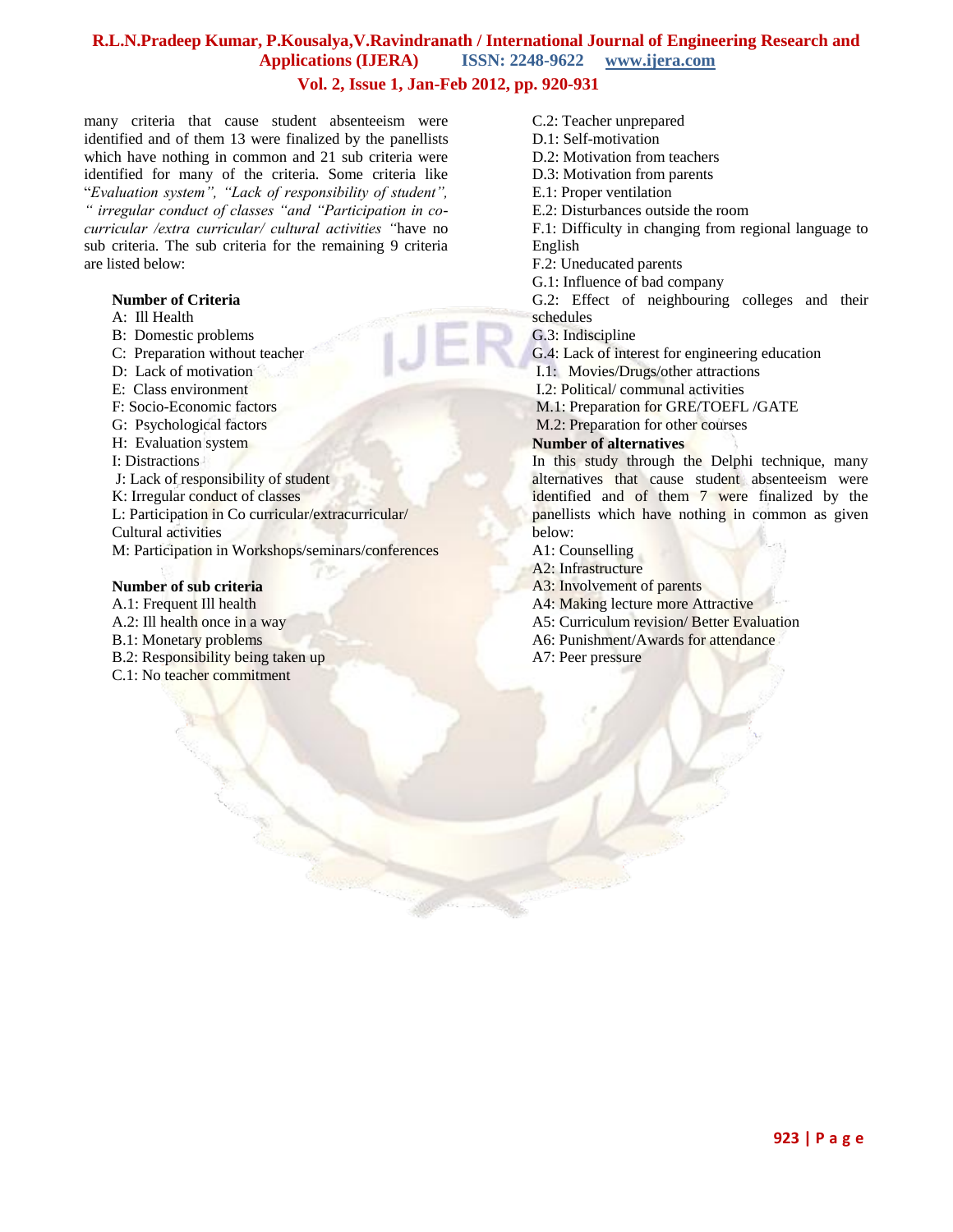many criteria that cause student absenteeism were identified and of them 13 were finalized by the panellists which have nothing in common and 21 sub criteria were identified for many of the criteria. Some criteria like "*Evaluation system", "Lack of responsibility of student", " irregular conduct of classes "and "Participation in co-curricular /extra curricular/ cultural activities "*have no sub criteria. The sub criteria for the remaining 9 criteria are listed below:

**Number of Criteria**

A: Ill Health
B: Domestic problems
C: Preparation without teacher
D: Lack of motivation
E: Class environment
F: Socio-Economic factors
G: Psychological factors
H: Evaluation system
I: Distractions
J: Lack of responsibility of student
K: Irregular conduct of classes
L: Participation in Co curricular/extracurricular/ Cultural activities
M: Participation in Workshops/seminars/conferences

**Number of sub criteria**

A.1: Frequent Ill health
A.2: Ill health once in a way
B.1: Monetary problems
B.2: Responsibility being taken up
C.1: No teacher commitment
C.2: Teacher unprepared
D.1: Self-motivation
D.2: Motivation from teachers
D.3: Motivation from parents
E.1: Proper ventilation
E.2: Disturbances outside the room
F.1: Difficulty in changing from regional language to English
F.2: Uneducated parents
G.1: Influence of bad company
G.2: Effect of neighbouring colleges and their schedules
G.3: Indiscipline
G.4: Lack of interest for engineering education
I.1: Movies/Drugs/other attractions
I.2: Political/ communal activities
M.1: Preparation for GRE/TOEFL /GATE
M.2: Preparation for other courses

**Number of alternatives**

In this study through the Delphi technique, many alternatives that cause student absenteeism were identified and of them 7 were finalized by the panellists which have nothing in common as given below:

A1: Counselling
A2: Infrastructure
A3: Involvement of parents
A4: Making lecture more Attractive
A5: Curriculum revision/ Better Evaluation
A6: Punishment/Awards for attendance
A7: Peer pressure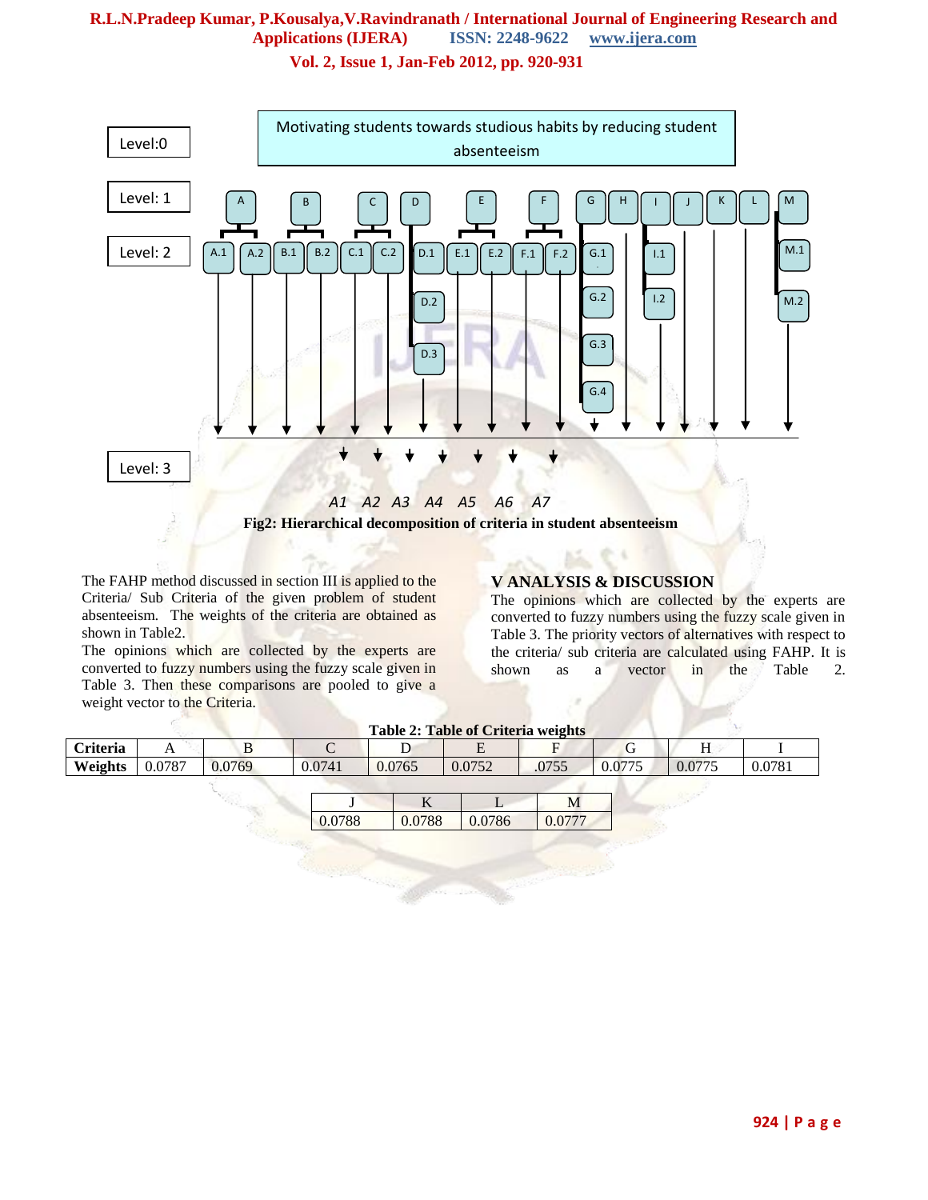Level:0

Motivating students towards studious habits by reducing student absenteeism

Level: 1

A B C D E F G H I J K L M

Level: 2

A.1 A.2 B.1 B.2 C.1 C.2 D.1 D.2 D.3 E.1 E.2 F.1 F.2 G.1 G.2 G.3 G.4 I.1 I.2 M.1 M.2

Level: 3

*A1 A2 A3 A4 A5 A6 A7*

**Fig2: Hierarchical decomposition of criteria in student absenteeism**

The FAHP method discussed in section III is applied to the Criteria/ Sub Criteria of the given problem of student absenteeism. The weights of the criteria are obtained as shown in Table2.

The opinions which are collected by the experts are converted to fuzzy numbers using the fuzzy scale given in Table 3. Then these comparisons are pooled to give a weight vector to the Criteria.

## V ANALYSIS & DISCUSSION

The opinions which are collected by the experts are converted to fuzzy numbers using the fuzzy scale given in Table 3. The priority vectors of alternatives with respect to the criteria/ sub criteria are calculated using FAHP. It is shown as a vector in the Table 2.

**Table 2: Table of Criteria weights**

| Criteria | A | B | C | D | E | F | G | H | I |
|---|---|---|---|---|---|---|---|---|---|
| Weights | 0.0787 | 0.0769 | 0.0741 | 0.0765 | 0.0752 | .0755 | 0.0775 | 0.0775 | 0.0781 |

| J | K | L | M |
|---|---|---|---|
| 0.0788 | 0.0788 | 0.0786 | 0.0777 |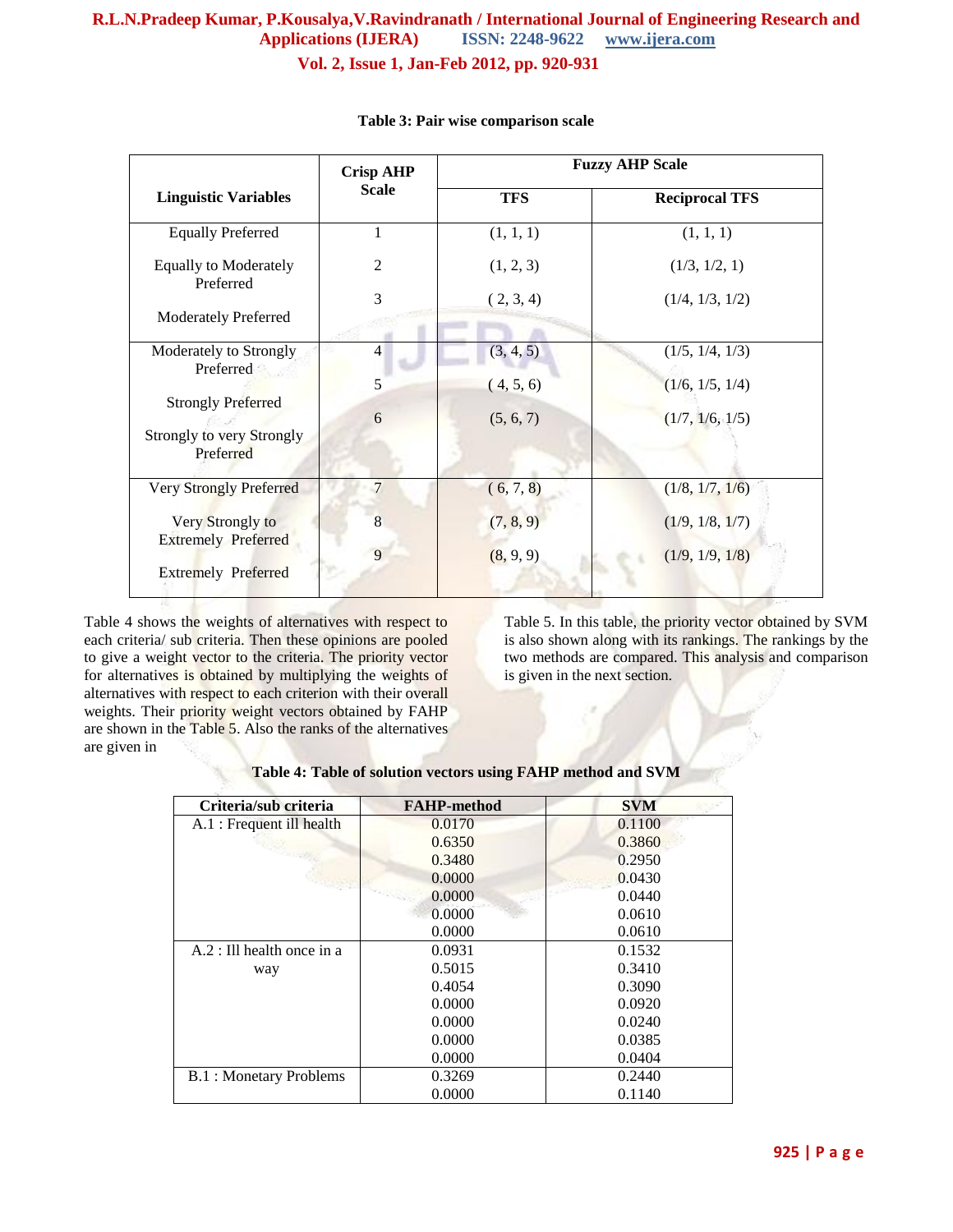**Table 3: Pair wise comparison scale**

| Linguistic Variables | Crisp AHP Scale | Fuzzy AHP Scale | |
|---|---|---|---|
| | | TFS | Reciprocal TFS |
| Equally Preferred | 1 | (1, 1, 1) | (1, 1, 1) |
| Equally to Moderately Preferred | 2 | (1, 2, 3) | (1/3, 1/2, 1) |
| Moderately Preferred | 3 | ( 2, 3, 4) | (1/4, 1/3, 1/2) |
| Moderately to Strongly Preferred | 4 | (3, 4, 5) | (1/5, 1/4, 1/3) |
| Strongly Preferred | 5 | ( 4, 5, 6) | (1/6, 1/5, 1/4) |
| Strongly to very Strongly Preferred | 6 | (5, 6, 7) | (1/7, 1/6, 1/5) |
| Very Strongly Preferred | 7 | ( 6, 7, 8) | (1/8, 1/7, 1/6) |
| Very Strongly to Extremely Preferred | 8 | (7, 8, 9) | (1/9, 1/8, 1/7) |
| Extremely Preferred | 9 | (8, 9, 9) | (1/9, 1/9, 1/8) |

Table 4 shows the weights of alternatives with respect to each criteria/ sub criteria. Then these opinions are pooled to give a weight vector to the criteria. The priority vector for alternatives is obtained by multiplying the weights of alternatives with respect to each criterion with their overall weights. Their priority weight vectors obtained by FAHP are shown in the Table 5. Also the ranks of the alternatives are given in Table 5. In this table, the priority vector obtained by SVM is also shown along with its rankings. The rankings by the two methods are compared. This analysis and comparison is given in the next section.

**Table 4: Table of solution vectors using FAHP method and SVM**

| Criteria/sub criteria | FAHP-method | SVM |
|---|---|---|
| A.1 : Frequent ill health | 0.0170 | 0.1100 |
| | 0.6350 | 0.3860 |
| | 0.3480 | 0.2950 |
| | 0.0000 | 0.0430 |
| | 0.0000 | 0.0440 |
| | 0.0000 | 0.0610 |
| | 0.0000 | 0.0610 |
| A.2 : Ill health once in a way | 0.0931 | 0.1532 |
| | 0.5015 | 0.3410 |
| | 0.4054 | 0.3090 |
| | 0.0000 | 0.0920 |
| | 0.0000 | 0.0240 |
| | 0.0000 | 0.0385 |
| | 0.0000 | 0.0404 |
| B.1 : Monetary Problems | 0.3269 | 0.2440 |
| | 0.0000 | 0.1140 |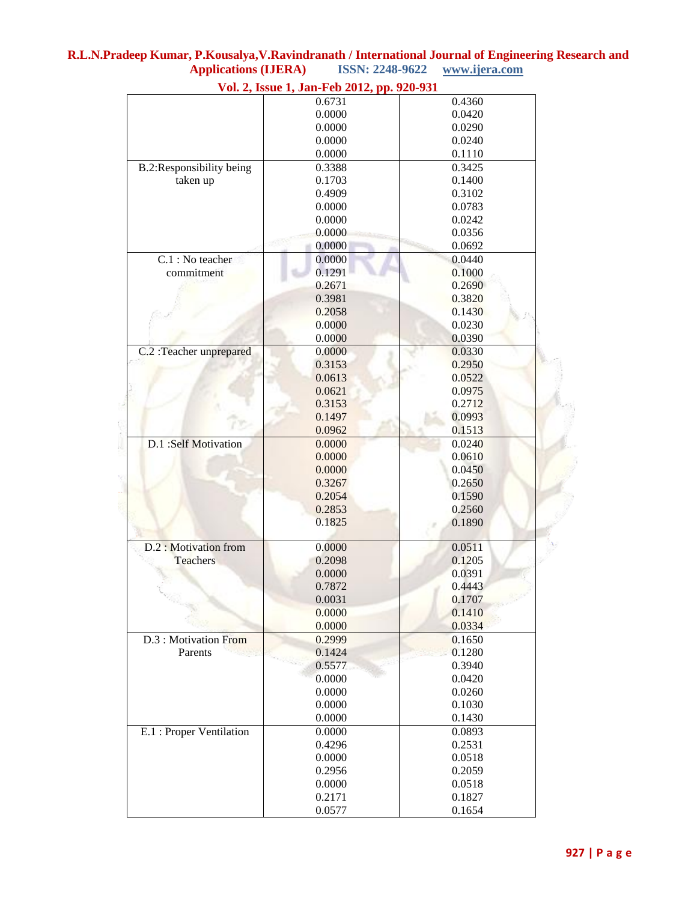| | | |
|---|---|---|
| | 0.6731 | 0.4360 |
| | 0.0000 | 0.0420 |
| | 0.0000 | 0.0290 |
| | 0.0000 | 0.0240 |
| | 0.0000 | 0.1110 |
| B.2:Responsibility being taken up | 0.3388 | 0.3425 |
| | 0.1703 | 0.1400 |
| | 0.4909 | 0.3102 |
| | 0.0000 | 0.0783 |
| | 0.0000 | 0.0242 |
| | 0.0000 | 0.0356 |
| | 0.0000 | 0.0692 |
| C.1 : No teacher commitment | 0.0000 | 0.0440 |
| | 0.1291 | 0.1000 |
| | 0.2671 | 0.2690 |
| | 0.3981 | 0.3820 |
| | 0.2058 | 0.1430 |
| | 0.0000 | 0.0230 |
| | 0.0000 | 0.0390 |
| C.2 :Teacher unprepared | 0.0000 | 0.0330 |
| | 0.3153 | 0.2950 |
| | 0.0613 | 0.0522 |
| | 0.0621 | 0.0975 |
| | 0.3153 | 0.2712 |
| | 0.1497 | 0.0993 |
| | 0.0962 | 0.1513 |
| D.1 :Self Motivation | 0.0000 | 0.0240 |
| | 0.0000 | 0.0610 |
| | 0.0000 | 0.0450 |
| | 0.3267 | 0.2650 |
| | 0.2054 | 0.1590 |
| | 0.2853 | 0.2560 |
| | 0.1825 | 0.1890 |
| D.2 : Motivation from Teachers | 0.0000 | 0.0511 |
| | 0.2098 | 0.1205 |
| | 0.0000 | 0.0391 |
| | 0.7872 | 0.4443 |
| | 0.0031 | 0.1707 |
| | 0.0000 | 0.1410 |
| | 0.0000 | 0.0334 |
| D.3 : Motivation From Parents | 0.2999 | 0.1650 |
| | 0.1424 | 0.1280 |
| | 0.5577 | 0.3940 |
| | 0.0000 | 0.0420 |
| | 0.0000 | 0.0260 |
| | 0.0000 | 0.1030 |
| | 0.0000 | 0.1430 |
| E.1 : Proper Ventilation | 0.0000 | 0.0893 |
| | 0.4296 | 0.2531 |
| | 0.0000 | 0.0518 |
| | 0.2956 | 0.2059 |
| | 0.0000 | 0.0518 |
| | 0.2171 | 0.1827 |
| | 0.0577 | 0.1654 |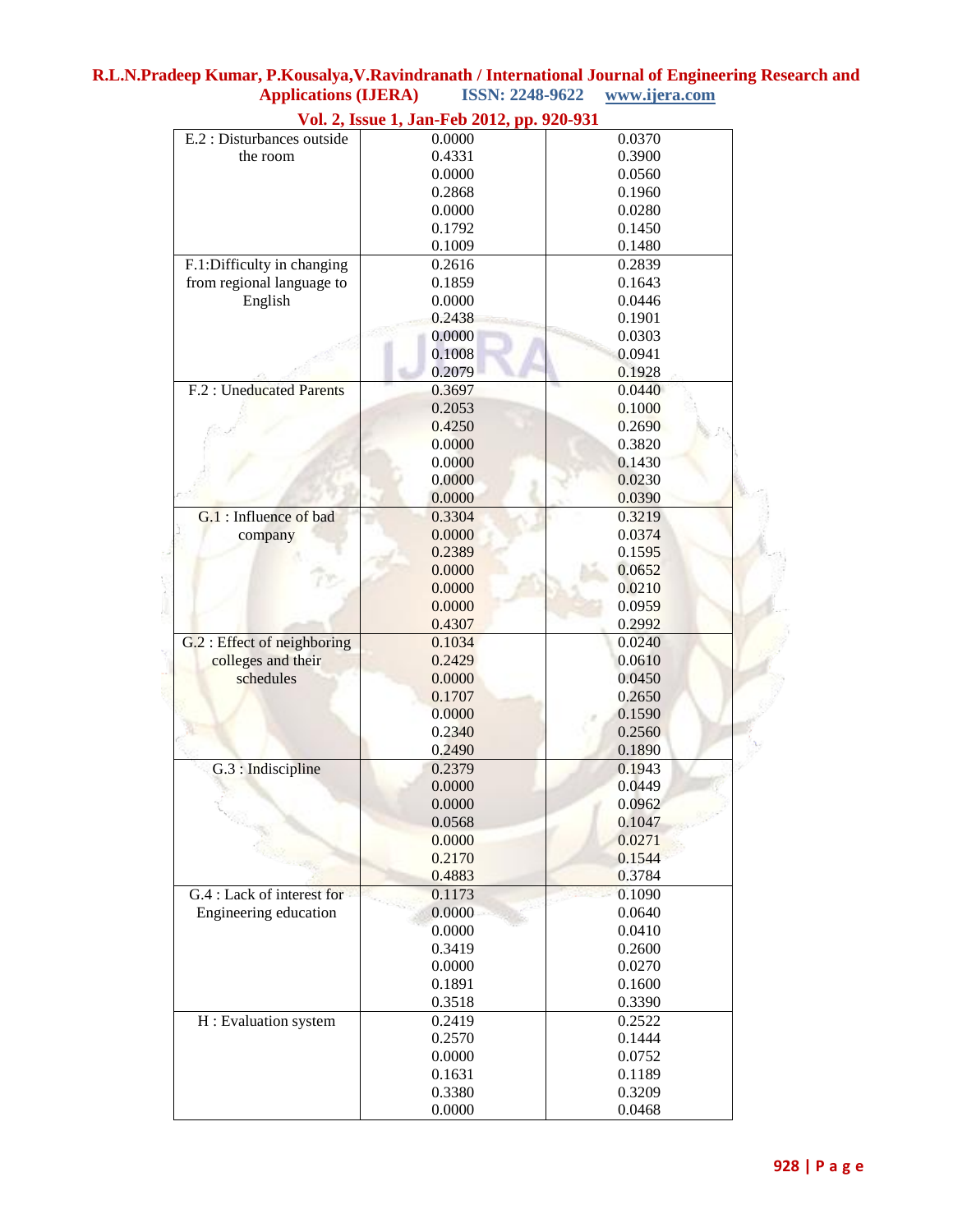| | | |
|---|---|---|
| E.2 : Disturbances outside the room | 0.0000 | 0.0370 |
| | 0.4331 | 0.3900 |
| | 0.0000 | 0.0560 |
| | 0.2868 | 0.1960 |
| | 0.0000 | 0.0280 |
| | 0.1792 | 0.1450 |
| | 0.1009 | 0.1480 |
| F.1:Difficulty in changing from regional language to English | 0.2616 | 0.2839 |
| | 0.1859 | 0.1643 |
| | 0.0000 | 0.0446 |
| | 0.2438 | 0.1901 |
| | 0.0000 | 0.0303 |
| | 0.1008 | 0.0941 |
| | 0.2079 | 0.1928 |
| F.2 : Uneducated Parents | 0.3697 | 0.0440 |
| | 0.2053 | 0.1000 |
| | 0.4250 | 0.2690 |
| | 0.0000 | 0.3820 |
| | 0.0000 | 0.1430 |
| | 0.0000 | 0.0230 |
| | 0.0000 | 0.0390 |
| G.1 : Influence of bad company | 0.3304 | 0.3219 |
| | 0.0000 | 0.0374 |
| | 0.2389 | 0.1595 |
| | 0.0000 | 0.0652 |
| | 0.0000 | 0.0210 |
| | 0.0000 | 0.0959 |
| | 0.4307 | 0.2992 |
| G.2 : Effect of neighboring colleges and their schedules | 0.1034 | 0.0240 |
| | 0.2429 | 0.0610 |
| | 0.0000 | 0.0450 |
| | 0.1707 | 0.2650 |
| | 0.0000 | 0.1590 |
| | 0.2340 | 0.2560 |
| | 0.2490 | 0.1890 |
| G.3 : Indiscipline | 0.2379 | 0.1943 |
| | 0.0000 | 0.0449 |
| | 0.0000 | 0.0962 |
| | 0.0568 | 0.1047 |
| | 0.0000 | 0.0271 |
| | 0.2170 | 0.1544 |
| | 0.4883 | 0.3784 |
| G.4 : Lack of interest for Engineering education | 0.1173 | 0.1090 |
| | 0.0000 | 0.0640 |
| | 0.0000 | 0.0410 |
| | 0.3419 | 0.2600 |
| | 0.0000 | 0.0270 |
| | 0.1891 | 0.1600 |
| | 0.3518 | 0.3390 |
| H : Evaluation system | 0.2419 | 0.2522 |
| | 0.2570 | 0.1444 |
| | 0.0000 | 0.0752 |
| | 0.1631 | 0.1189 |
| | 0.3380 | 0.3209 |
| | 0.0000 | 0.0468 |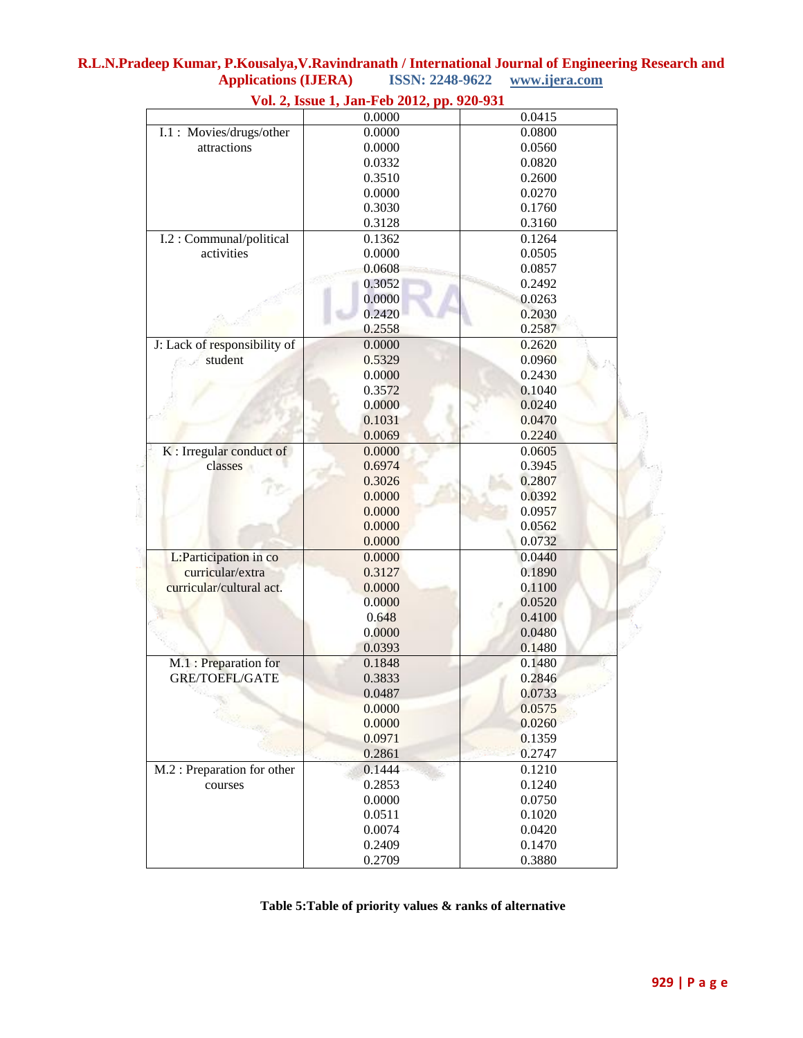| | | |
|---|---|---|
| | 0.0000 | 0.0415 |
| I.1 : Movies/drugs/other attractions | 0.0000 | 0.0800 |
| | 0.0000 | 0.0560 |
| | 0.0332 | 0.0820 |
| | 0.3510 | 0.2600 |
| | 0.0000 | 0.0270 |
| | 0.3030 | 0.1760 |
| | 0.3128 | 0.3160 |
| I.2 : Communal/political activities | 0.1362 | 0.1264 |
| | 0.0000 | 0.0505 |
| | 0.0608 | 0.0857 |
| | 0.3052 | 0.2492 |
| | 0.0000 | 0.0263 |
| | 0.2420 | 0.2030 |
| | 0.2558 | 0.2587 |
| J: Lack of responsibility of student | 0.0000 | 0.2620 |
| | 0.5329 | 0.0960 |
| | 0.0000 | 0.2430 |
| | 0.3572 | 0.1040 |
| | 0.0000 | 0.0240 |
| | 0.1031 | 0.0470 |
| | 0.0069 | 0.2240 |
| K : Irregular conduct of classes | 0.0000 | 0.0605 |
| | 0.6974 | 0.3945 |
| | 0.3026 | 0.2807 |
| | 0.0000 | 0.0392 |
| | 0.0000 | 0.0957 |
| | 0.0000 | 0.0562 |
| | 0.0000 | 0.0732 |
| L:Participation in co curricular/extra curricular/cultural act. | 0.0000 | 0.0440 |
| | 0.3127 | 0.1890 |
| | 0.0000 | 0.1100 |
| | 0.0000 | 0.0520 |
| | 0.648 | 0.4100 |
| | 0.0000 | 0.0480 |
| | 0.0393 | 0.1480 |
| M.1 : Preparation for GRE/TOEFL/GATE | 0.1848 | 0.1480 |
| | 0.3833 | 0.2846 |
| | 0.0487 | 0.0733 |
| | 0.0000 | 0.0575 |
| | 0.0000 | 0.0260 |
| | 0.0971 | 0.1359 |
| | 0.2861 | 0.2747 |
| M.2 : Preparation for other courses | 0.1444 | 0.1210 |
| | 0.2853 | 0.1240 |
| | 0.0000 | 0.0750 |
| | 0.0511 | 0.1020 |
| | 0.0074 | 0.0420 |
| | 0.2409 | 0.1470 |
| | 0.2709 | 0.3880 |

**Table 5:Table of priority values & ranks of alternative**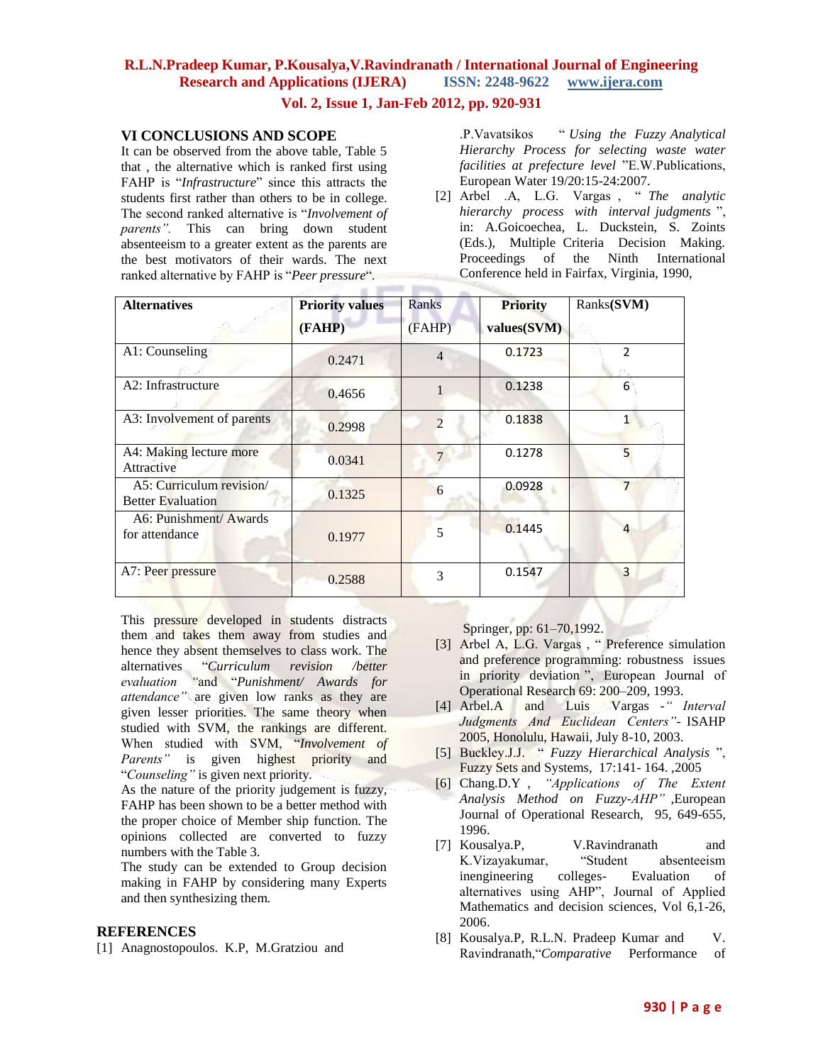## VI CONCLUSIONS AND SCOPE

It can be observed from the above table, Table 5 that , the alternative which is ranked first using FAHP is "*Infrastructure*" since this attracts the students first rather than others to be in college. The second ranked alternative is "*Involvement of parents".* This can bring down student absenteeism to a greater extent as the parents are the best motivators of their wards. The next ranked alternative by FAHP is "*Peer pressure*".

| Alternatives | Priority values (FAHP) | Ranks (FAHP) | Priority values(SVM) | Ranks(SVM) |
|---|---|---|---|---|
| A1: Counseling | 0.2471 | 4 | 0.1723 | 2 |
| A2: Infrastructure | 0.4656 | 1 | 0.1238 | 6 |
| A3: Involvement of parents | 0.2998 | 2 | 0.1838 | 1 |
| A4: Making lecture more Attractive | 0.0341 | 7 | 0.1278 | 5 |
| A5: Curriculum revision/ Better Evaluation | 0.1325 | 6 | 0.0928 | 7 |
| A6: Punishment/ Awards for attendance | 0.1977 | 5 | 0.1445 | 4 |
| A7: Peer pressure | 0.2588 | 3 | 0.1547 | 3 |

This pressure developed in students distracts them and takes them away from studies and hence they absent themselves to class work. The alternatives "*Curriculum revision /better evaluation "*and "*Punishment/ Awards for attendance"* are given low ranks as they are given lesser priorities. The same theory when studied with SVM, the rankings are different. When studied with SVM, "*Involvement of Parents"* is given highest priority and "*Counseling"* is given next priority.

As the nature of the priority judgement is fuzzy, FAHP has been shown to be a better method with the proper choice of Member ship function. The opinions collected are converted to fuzzy numbers with the Table 3.

The study can be extended to Group decision making in FAHP by considering many Experts and then synthesizing them.

## REFERENCES

[1] Anagnostopoulos. K.P, M.Gratziou and .P.Vavatsikos " *Using the Fuzzy Analytical Hierarchy Process for selecting waste water facilities at prefecture level* "E.W.Publications, European Water 19/20:15-24:2007.

[2] Arbel .A, L.G. Vargas , " *The analytic hierarchy process with interval judgments* ", in: A.Goicoechea, L. Duckstein, S. Zoints (Eds.), Multiple Criteria Decision Making. Proceedings of the Ninth International Conference held in Fairfax, Virginia, 1990, Springer, pp: 61–70,1992.

[3] Arbel A, L.G. Vargas , " Preference simulation and preference programming: robustness issues in priority deviation ", European Journal of Operational Research 69: 200–209, 1993.

[4] Arbel.A and Luis Vargas -*" Interval Judgments And Euclidean Centers"*- ISAHP 2005, Honolulu, Hawaii, July 8-10, 2003.

[5] Buckley.J.J. " *Fuzzy Hierarchical Analysis* ", Fuzzy Sets and Systems, 17:141- 164. ,2005

[6] Chang.D.Y , *"Applications of The Extent Analysis Method on Fuzzy-AHP"* ,European Journal of Operational Research, 95, 649-655, 1996.

[7] Kousalya.P, V.Ravindranath and K.Vizayakumar, "Student absenteeism inengineering colleges- Evaluation of alternatives using AHP", Journal of Applied Mathematics and decision sciences, Vol 6,1-26, 2006.

[8] Kousalya.P, R.L.N. Pradeep Kumar and V. Ravindranath,"*Comparative* Performance of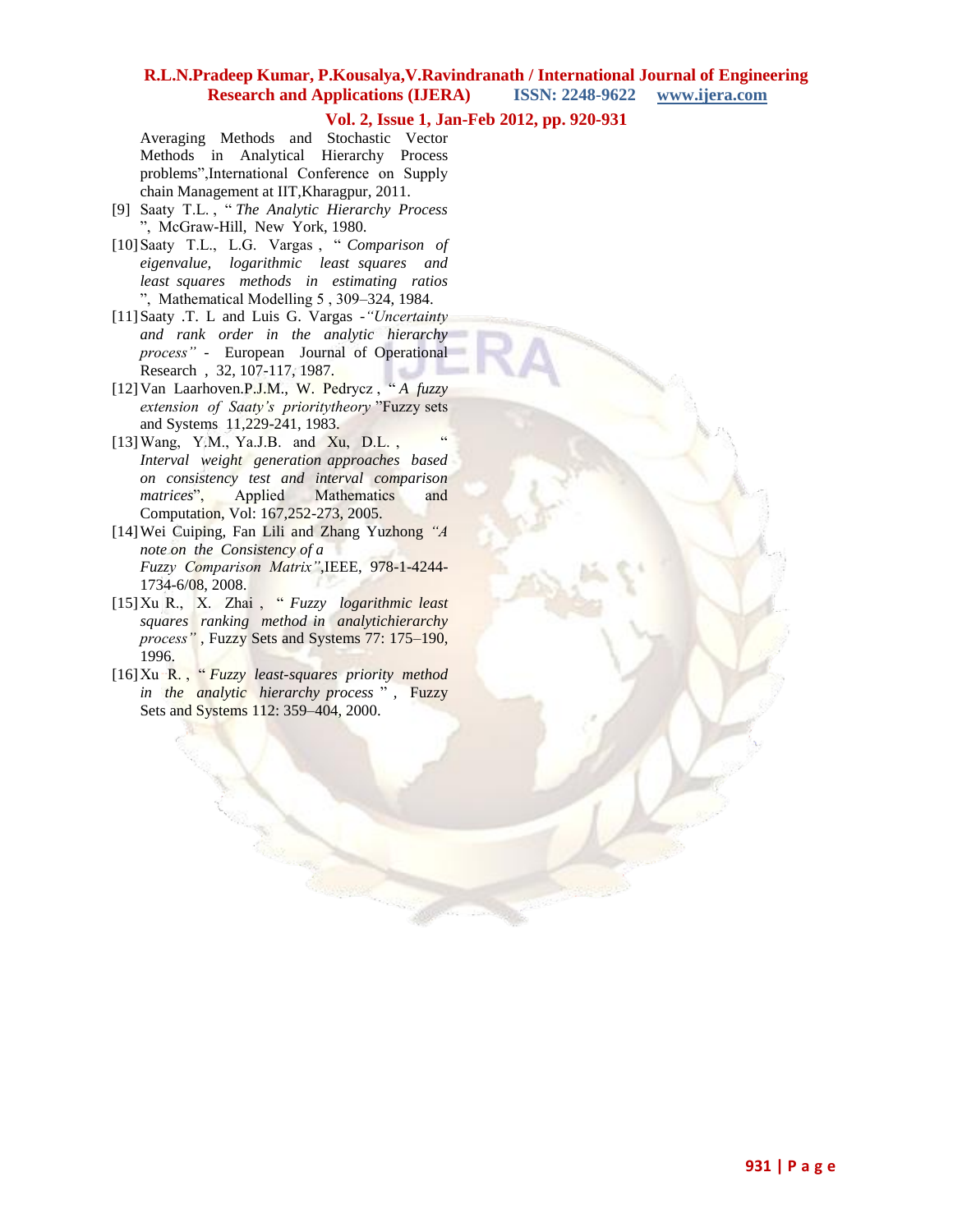Averaging Methods and Stochastic Vector Methods in Analytical Hierarchy Process problems",International Conference on Supply chain Management at IIT,Kharagpur, 2011.

[9] Saaty T.L. , " *The Analytic Hierarchy Process* ", McGraw-Hill, New York, 1980.

[10] Saaty T.L., L.G. Vargas , " *Comparison of eigenvalue, logarithmic least squares and least squares methods in estimating ratios* ", Mathematical Modelling 5 , 309–324, 1984.

[11] Saaty .T. L and Luis G. Vargas -*"Uncertainty and rank order in the analytic hierarchy process"* - European Journal of Operational Research , 32, 107-117, 1987.

[12] Van Laarhoven.P.J.M., W. Pedrycz , " *A fuzzy extension of Saaty's prioritytheory* "Fuzzy sets and Systems 11,229-241, 1983.

[13] Wang, Y.M., Ya.J.B. and Xu, D.L. , " *Interval weight generation approaches based on consistency test and interval comparison matrices*", Applied Mathematics and Computation, Vol: 167,252-273, 2005.

[14] Wei Cuiping, Fan Lili and Zhang Yuzhong *"A note on the Consistency of a Fuzzy Comparison Matrix"*,IEEE, 978-1-4244-1734-6/08, 2008.

[15] Xu R., X. Zhai , " *Fuzzy logarithmic least squares ranking method in analytichierarchy process"* , Fuzzy Sets and Systems 77: 175–190, 1996.

[16] Xu R. , " *Fuzzy least-squares priority method in the analytic hierarchy process* " , Fuzzy Sets and Systems 112: 359–404, 2000.